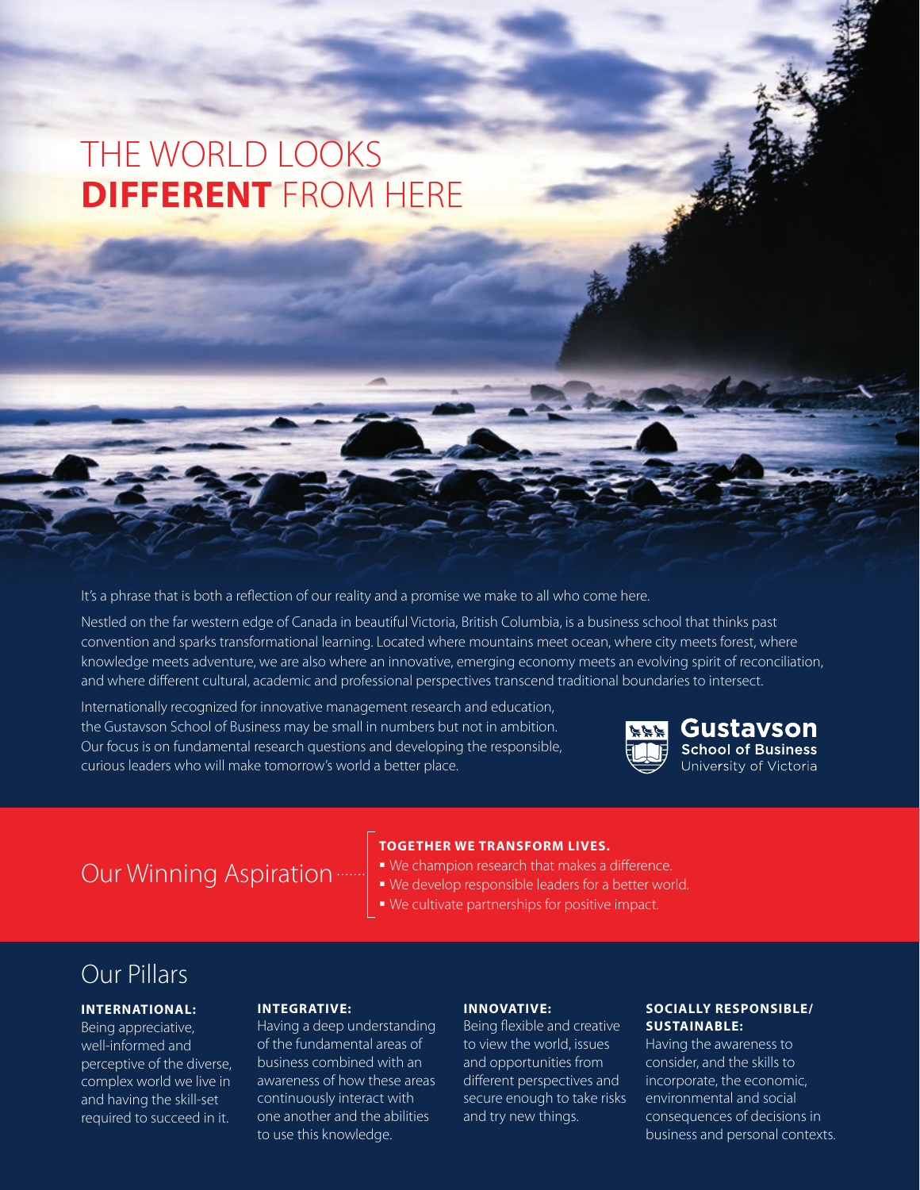# THE WORLD LOOKS **DIFFERENT** FROM HERE

It's a phrase that is both a reflection of our reality and a promise we make to all who come here.

Nestled on the far western edge of Canada in beautiful Victoria, British Columbia, is a business school that thinks past convention and sparks transformational learning. Located where mountains meet ocean, where city meets forest, where knowledge meets adventure, we are also where an innovative, emerging economy meets an evolving spirit of reconciliation, and where different cultural, academic and professional perspectives transcend traditional boundaries to intersect.

Internationally recognized for innovative management research and education, the Gustavson School of Business may be small in numbers but not in ambition. Our focus is on fundamental research questions and developing the responsible, curious leaders who will make tomorrow's world a better place.

**Gustavson**
School of Business
University of Victoria

## Our Winning Aspiration

**TOGETHER WE TRANSFORM LIVES.**

- We champion research that makes a difference.
- We develop responsible leaders for a better world.
- We cultivate partnerships for positive impact.

## Our Pillars

**INTERNATIONAL:**
Being appreciative, well-informed and perceptive of the diverse, complex world we live in and having the skill-set required to succeed in it.

**INTEGRATIVE:**
Having a deep understanding of the fundamental areas of business combined with an awareness of how these areas continuously interact with one another and the abilities to use this knowledge.

**INNOVATIVE:**
Being flexible and creative to view the world, issues and opportunities from different perspectives and secure enough to take risks and try new things.

**SOCIALLY RESPONSIBLE/ SUSTAINABLE:**
Having the awareness to consider, and the skills to incorporate, the economic, environmental and social consequences of decisions in business and personal contexts.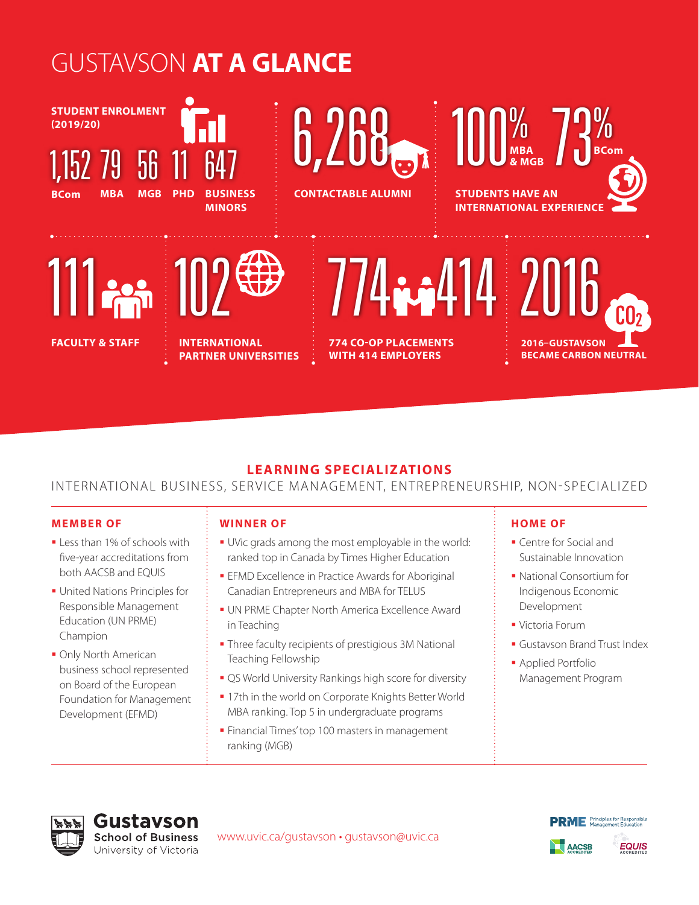# GUSTAVSON **AT A GLANCE**

**STUDENT ENROLMENT (2019/20)**

1,152 **BCom** 79 **MBA** 56 **MGB** 11 **PHD** 647 **BUSINESS MINORS**

6,268 **CONTACTABLE ALUMNI**

100% **MBA & MGB** 73% **BCom**

**STUDENTS HAVE AN INTERNATIONAL EXPERIENCE**

111 **FACULTY & STAFF**

102 **INTERNATIONAL PARTNER UNIVERSITIES**

774 414 **774 CO-OP PLACEMENTS WITH 414 EMPLOYERS**

2016 $CO_2$ **2016–GUSTAVSON BECAME CARBON NEUTRAL**

## LEARNING SPECIALIZATIONS

INTERNATIONAL BUSINESS, SERVICE MANAGEMENT, ENTREPRENEURSHIP, NON-SPECIALIZED

### MEMBER OF

- Less than 1% of schools with five-year accreditations from both AACSB and EQUIS
- United Nations Principles for Responsible Management Education (UN PRME) Champion
- Only North American business school represented on Board of the European Foundation for Management Development (EFMD)

### WINNER OF

- UVic grads among the most employable in the world: ranked top in Canada by Times Higher Education
- EFMD Excellence in Practice Awards for Aboriginal Canadian Entrepreneurs and MBA for TELUS
- UN PRME Chapter North America Excellence Award in Teaching
- Three faculty recipients of prestigious 3M National Teaching Fellowship
- QS World University Rankings high score for diversity
- 17th in the world on Corporate Knights Better World MBA ranking. Top 5 in undergraduate programs
- Financial Times' top 100 masters in management ranking (MGB)

### HOME OF

- Centre for Social and Sustainable Innovation
- National Consortium for Indigenous Economic Development
- Victoria Forum
- Gustavson Brand Trust Index
- Applied Portfolio Management Program

**Gustavson** School of Business University of Victoria

www.uvic.ca/gustavson • gustavson@uvic.ca

PRME Principles for Responsible Management Education · AACSB ACCREDITED · EQUIS ACCREDITED